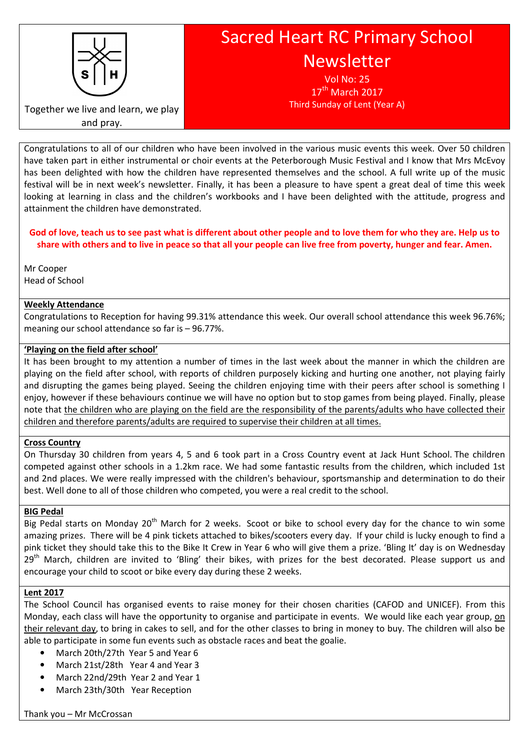Together we live and learn, we play and pray.

# Sacred Heart RC Primary School Newsletter

Vol No: 25
17th March 2017
Third Sunday of Lent (Year A)

Congratulations to all of our children who have been involved in the various music events this week. Over 50 children have taken part in either instrumental or choir events at the Peterborough Music Festival and I know that Mrs McEvoy has been delighted with how the children have represented themselves and the school. A full write up of the music festival will be in next week's newsletter. Finally, it has been a pleasure to have spent a great deal of time this week looking at learning in class and the children's workbooks and I have been delighted with the attitude, progress and attainment the children have demonstrated.

**God of love, teach us to see past what is different about other people and to love them for who they are. Help us to share with others and to live in peace so that all your people can live free from poverty, hunger and fear. Amen.**

Mr Cooper
Head of School

## Weekly Attendance

Congratulations to Reception for having 99.31% attendance this week. Our overall school attendance this week 96.76%; meaning our school attendance so far is – 96.77%.

## 'Playing on the field after school'

It has been brought to my attention a number of times in the last week about the manner in which the children are playing on the field after school, with reports of children purposely kicking and hurting one another, not playing fairly and disrupting the games being played. Seeing the children enjoying time with their peers after school is something I enjoy, however if these behaviours continue we will have no option but to stop games from being played. Finally, please note that the children who are playing on the field are the responsibility of the parents/adults who have collected their children and therefore parents/adults are required to supervise their children at all times.

## Cross Country

On Thursday 30 children from years 4, 5 and 6 took part in a Cross Country event at Jack Hunt School. The children competed against other schools in a 1.2km race. We had some fantastic results from the children, which included 1st and 2nd places. We were really impressed with the children's behaviour, sportsmanship and determination to do their best. Well done to all of those children who competed, you were a real credit to the school.

## BIG Pedal

Big Pedal starts on Monday 20th March for 2 weeks. Scoot or bike to school every day for the chance to win some amazing prizes. There will be 4 pink tickets attached to bikes/scooters every day. If your child is lucky enough to find a pink ticket they should take this to the Bike It Crew in Year 6 who will give them a prize. 'Bling It' day is on Wednesday 29th March, children are invited to 'Bling' their bikes, with prizes for the best decorated. Please support us and encourage your child to scoot or bike every day during these 2 weeks.

## Lent 2017

The School Council has organised events to raise money for their chosen charities (CAFOD and UNICEF). From this Monday, each class will have the opportunity to organise and participate in events. We would like each year group, on their relevant day, to bring in cakes to sell, and for the other classes to bring in money to buy. The children will also be able to participate in some fun events such as obstacle races and beat the goalie.

- March 20th/27th Year 5 and Year 6
- March 21st/28th Year 4 and Year 3
- March 22nd/29th Year 2 and Year 1
- March 23th/30th Year Reception

Thank you – Mr McCrossan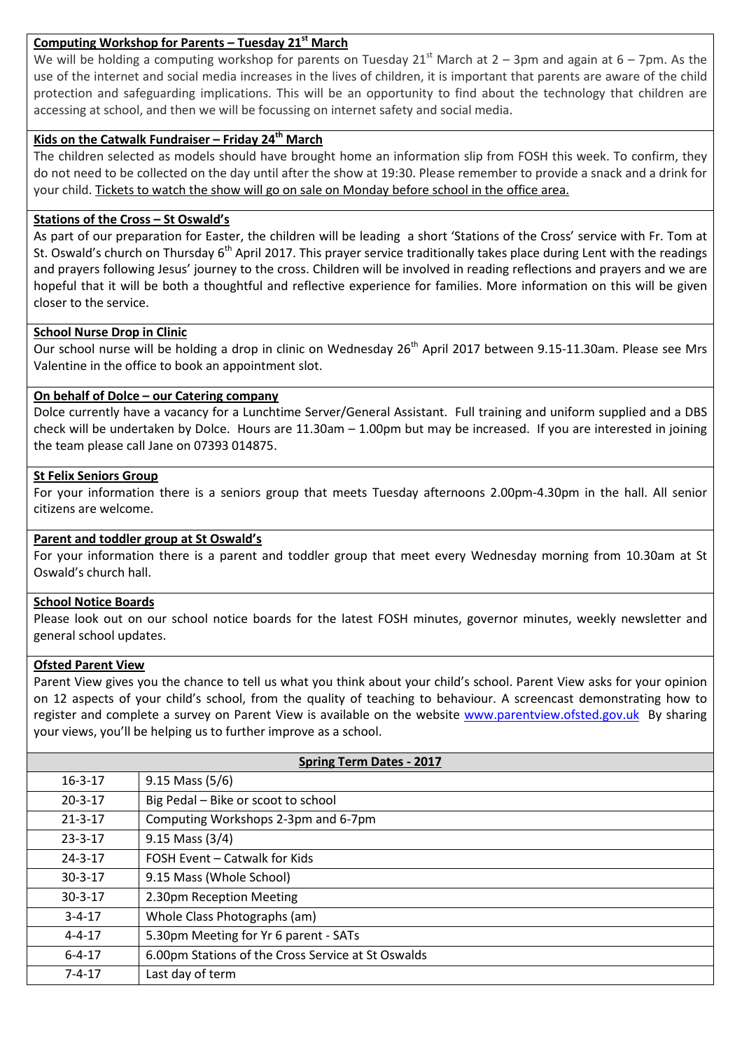### Computing Workshop for Parents – Tuesday 21st March

We will be holding a computing workshop for parents on Tuesday 21st March at 2 – 3pm and again at 6 – 7pm. As the use of the internet and social media increases in the lives of children, it is important that parents are aware of the child protection and safeguarding implications. This will be an opportunity to find about the technology that children are accessing at school, and then we will be focussing on internet safety and social media.

### Kids on the Catwalk Fundraiser – Friday 24th March

The children selected as models should have brought home an information slip from FOSH this week. To confirm, they do not need to be collected on the day until after the show at 19:30. Please remember to provide a snack and a drink for your child. Tickets to watch the show will go on sale on Monday before school in the office area.

### Stations of the Cross – St Oswald's

As part of our preparation for Easter, the children will be leading a short 'Stations of the Cross' service with Fr. Tom at St. Oswald's church on Thursday 6th April 2017. This prayer service traditionally takes place during Lent with the readings and prayers following Jesus' journey to the cross. Children will be involved in reading reflections and prayers and we are hopeful that it will be both a thoughtful and reflective experience for families. More information on this will be given closer to the service.

### School Nurse Drop in Clinic

Our school nurse will be holding a drop in clinic on Wednesday 26th April 2017 between 9.15-11.30am. Please see Mrs Valentine in the office to book an appointment slot.

### On behalf of Dolce – our Catering company

Dolce currently have a vacancy for a Lunchtime Server/General Assistant. Full training and uniform supplied and a DBS check will be undertaken by Dolce. Hours are 11.30am – 1.00pm but may be increased. If you are interested in joining the team please call Jane on 07393 014875.

### St Felix Seniors Group

For your information there is a seniors group that meets Tuesday afternoons 2.00pm-4.30pm in the hall. All senior citizens are welcome.

### Parent and toddler group at St Oswald's

For your information there is a parent and toddler group that meet every Wednesday morning from 10.30am at St Oswald's church hall.

### School Notice Boards

Please look out on our school notice boards for the latest FOSH minutes, governor minutes, weekly newsletter and general school updates.

### Ofsted Parent View

Parent View gives you the chance to tell us what you think about your child's school. Parent View asks for your opinion on 12 aspects of your child's school, from the quality of teaching to behaviour. A screencast demonstrating how to register and complete a survey on Parent View is available on the website www.parentview.ofsted.gov.uk By sharing your views, you'll be helping us to further improve as a school.

| Spring Term Dates - 2017 | |
|---|---|
| 16-3-17 | 9.15 Mass (5/6) |
| 20-3-17 | Big Pedal – Bike or scoot to school |
| 21-3-17 | Computing Workshops 2-3pm and 6-7pm |
| 23-3-17 | 9.15 Mass (3/4) |
| 24-3-17 | FOSH Event – Catwalk for Kids |
| 30-3-17 | 9.15 Mass (Whole School) |
| 30-3-17 | 2.30pm Reception Meeting |
| 3-4-17 | Whole Class Photographs (am) |
| 4-4-17 | 5.30pm Meeting for Yr 6 parent - SATs |
| 6-4-17 | 6.00pm Stations of the Cross Service at St Oswalds |
| 7-4-17 | Last day of term |